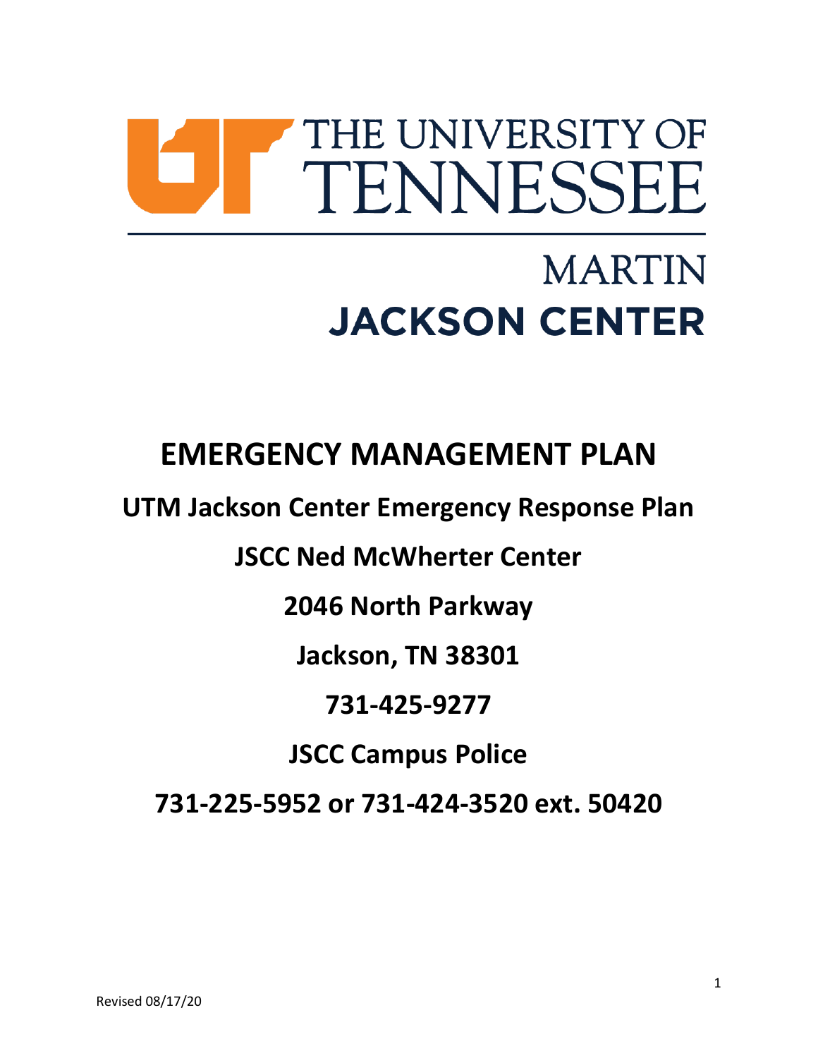THE UNIVERSITY OF TENNESSEE

MARTIN

JACKSON CENTER

# EMERGENCY MANAGEMENT PLAN

## UTM Jackson Center Emergency Response Plan

## JSCC Ned McWherter Center

## 2046 North Parkway

## Jackson, TN 38301

## 731-425-9277

## JSCC Campus Police

## 731-225-5952 or 731-424-3520 ext. 50420

Revised 08/17/20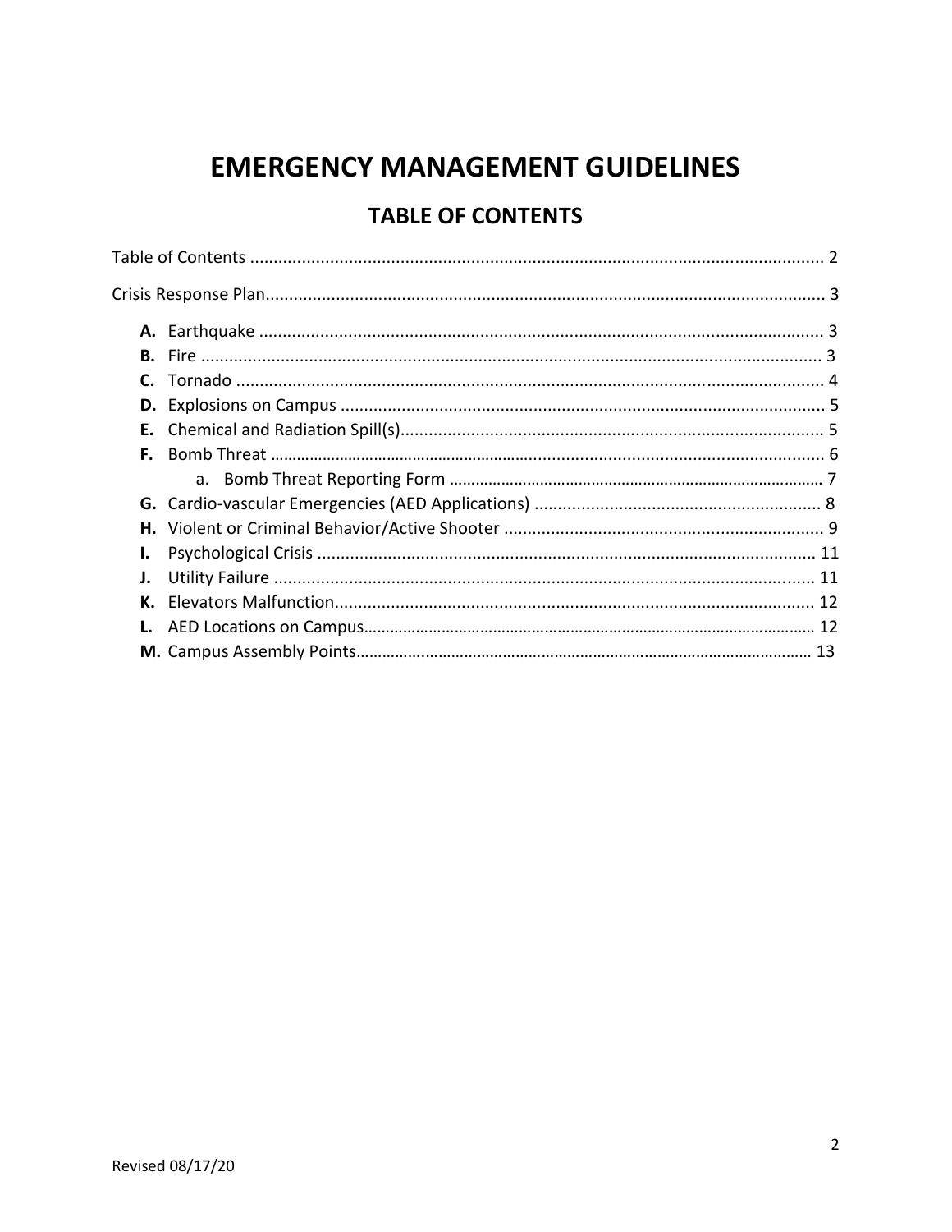# EMERGENCY MANAGEMENT GUIDELINES

## TABLE OF CONTENTS

Table of Contents ........................................................................................................................ 2

Crisis Response Plan..................................................................................................................... 3

- **A.** Earthquake ....................................................................................................................... 3
- **B.** Fire ................................................................................................................................... 3
- **C.** Tornado ............................................................................................................................ 4
- **D.** Explosions on Campus ...................................................................................................... 5
- **E.** Chemical and Radiation Spill(s).......................................................................................... 5
- **F.** Bomb Threat ...................................................................................................................... 6
  - a. Bomb Threat Reporting Form ........................................................................................ 7
- **G.** Cardio-vascular Emergencies (AED Applications) ............................................................ 8
- **H.** Violent or Criminal Behavior/Active Shooter .................................................................... 9
- **I.** Psychological Crisis ......................................................................................................... 11
- **J.** Utility Failure .................................................................................................................. 11
- **K.** Elevators Malfunction...................................................................................................... 12
- **L.** AED Locations on Campus................................................................................................ 12
- **M.** Campus Assembly Points................................................................................................. 13

Revised 08/17/20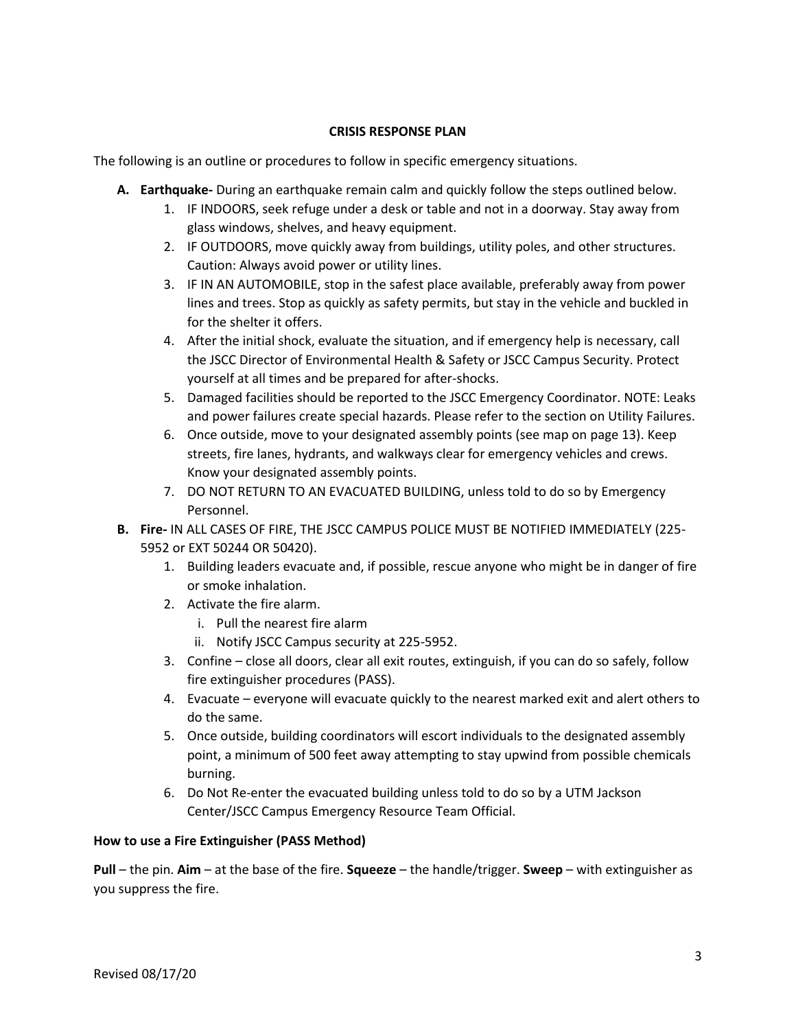# CRISIS RESPONSE PLAN

The following is an outline or procedures to follow in specific emergency situations.

**A. Earthquake-** During an earthquake remain calm and quickly follow the steps outlined below.

1. IF INDOORS, seek refuge under a desk or table and not in a doorway. Stay away from glass windows, shelves, and heavy equipment.
2. IF OUTDOORS, move quickly away from buildings, utility poles, and other structures. Caution: Always avoid power or utility lines.
3. IF IN AN AUTOMOBILE, stop in the safest place available, preferably away from power lines and trees. Stop as quickly as safety permits, but stay in the vehicle and buckled in for the shelter it offers.
4. After the initial shock, evaluate the situation, and if emergency help is necessary, call the JSCC Director of Environmental Health & Safety or JSCC Campus Security. Protect yourself at all times and be prepared for after-shocks.
5. Damaged facilities should be reported to the JSCC Emergency Coordinator. NOTE: Leaks and power failures create special hazards. Please refer to the section on Utility Failures.
6. Once outside, move to your designated assembly points (see map on page 13). Keep streets, fire lanes, hydrants, and walkways clear for emergency vehicles and crews. Know your designated assembly points.
7. DO NOT RETURN TO AN EVACUATED BUILDING, unless told to do so by Emergency Personnel.

**B. Fire-** IN ALL CASES OF FIRE, THE JSCC CAMPUS POLICE MUST BE NOTIFIED IMMEDIATELY (225-5952 or EXT 50244 OR 50420).

1. Building leaders evacuate and, if possible, rescue anyone who might be in danger of fire or smoke inhalation.
2. Activate the fire alarm.
   i. Pull the nearest fire alarm
   ii. Notify JSCC Campus security at 225-5952.
3. Confine – close all doors, clear all exit routes, extinguish, if you can do so safely, follow fire extinguisher procedures (PASS).
4. Evacuate – everyone will evacuate quickly to the nearest marked exit and alert others to do the same.
5. Once outside, building coordinators will escort individuals to the designated assembly point, a minimum of 500 feet away attempting to stay upwind from possible chemicals burning.
6. Do Not Re-enter the evacuated building unless told to do so by a UTM Jackson Center/JSCC Campus Emergency Resource Team Official.

**How to use a Fire Extinguisher (PASS Method)**

**Pull** – the pin. **Aim** – at the base of the fire. **Squeeze** – the handle/trigger. **Sweep** – with extinguisher as you suppress the fire.

Revised 08/17/20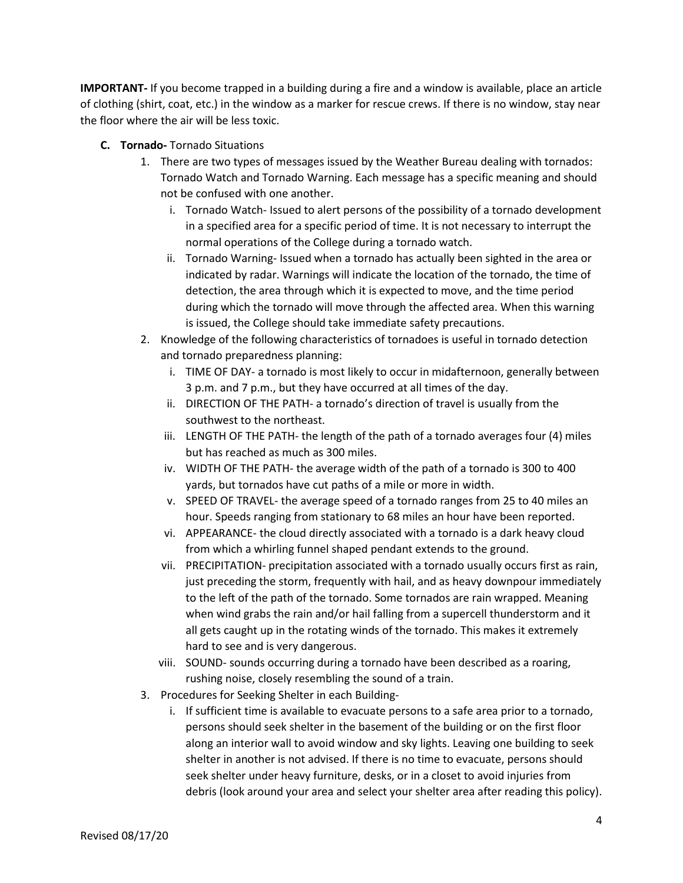**IMPORTANT-** If you become trapped in a building during a fire and a window is available, place an article of clothing (shirt, coat, etc.) in the window as a marker for rescue crews. If there is no window, stay near the floor where the air will be less toxic.

**C. Tornado-** Tornado Situations

1. There are two types of messages issued by the Weather Bureau dealing with tornados: Tornado Watch and Tornado Warning. Each message has a specific meaning and should not be confused with one another.
   i. Tornado Watch- Issued to alert persons of the possibility of a tornado development in a specified area for a specific period of time. It is not necessary to interrupt the normal operations of the College during a tornado watch.
   ii. Tornado Warning- Issued when a tornado has actually been sighted in the area or indicated by radar. Warnings will indicate the location of the tornado, the time of detection, the area through which it is expected to move, and the time period during which the tornado will move through the affected area. When this warning is issued, the College should take immediate safety precautions.
2. Knowledge of the following characteristics of tornadoes is useful in tornado detection and tornado preparedness planning:
   i. TIME OF DAY- a tornado is most likely to occur in midafternoon, generally between 3 p.m. and 7 p.m., but they have occurred at all times of the day.
   ii. DIRECTION OF THE PATH- a tornado's direction of travel is usually from the southwest to the northeast.
   iii. LENGTH OF THE PATH- the length of the path of a tornado averages four (4) miles but has reached as much as 300 miles.
   iv. WIDTH OF THE PATH- the average width of the path of a tornado is 300 to 400 yards, but tornados have cut paths of a mile or more in width.
   v. SPEED OF TRAVEL- the average speed of a tornado ranges from 25 to 40 miles an hour. Speeds ranging from stationary to 68 miles an hour have been reported.
   vi. APPEARANCE- the cloud directly associated with a tornado is a dark heavy cloud from which a whirling funnel shaped pendant extends to the ground.
   vii. PRECIPITATION- precipitation associated with a tornado usually occurs first as rain, just preceding the storm, frequently with hail, and as heavy downpour immediately to the left of the path of the tornado. Some tornados are rain wrapped. Meaning when wind grabs the rain and/or hail falling from a supercell thunderstorm and it all gets caught up in the rotating winds of the tornado. This makes it extremely hard to see and is very dangerous.
   viii. SOUND- sounds occurring during a tornado have been described as a roaring, rushing noise, closely resembling the sound of a train.
3. Procedures for Seeking Shelter in each Building-
   i. If sufficient time is available to evacuate persons to a safe area prior to a tornado, persons should seek shelter in the basement of the building or on the first floor along an interior wall to avoid window and sky lights. Leaving one building to seek shelter in another is not advised. If there is no time to evacuate, persons should seek shelter under heavy furniture, desks, or in a closet to avoid injuries from debris (look around your area and select your shelter area after reading this policy).

Revised 08/17/20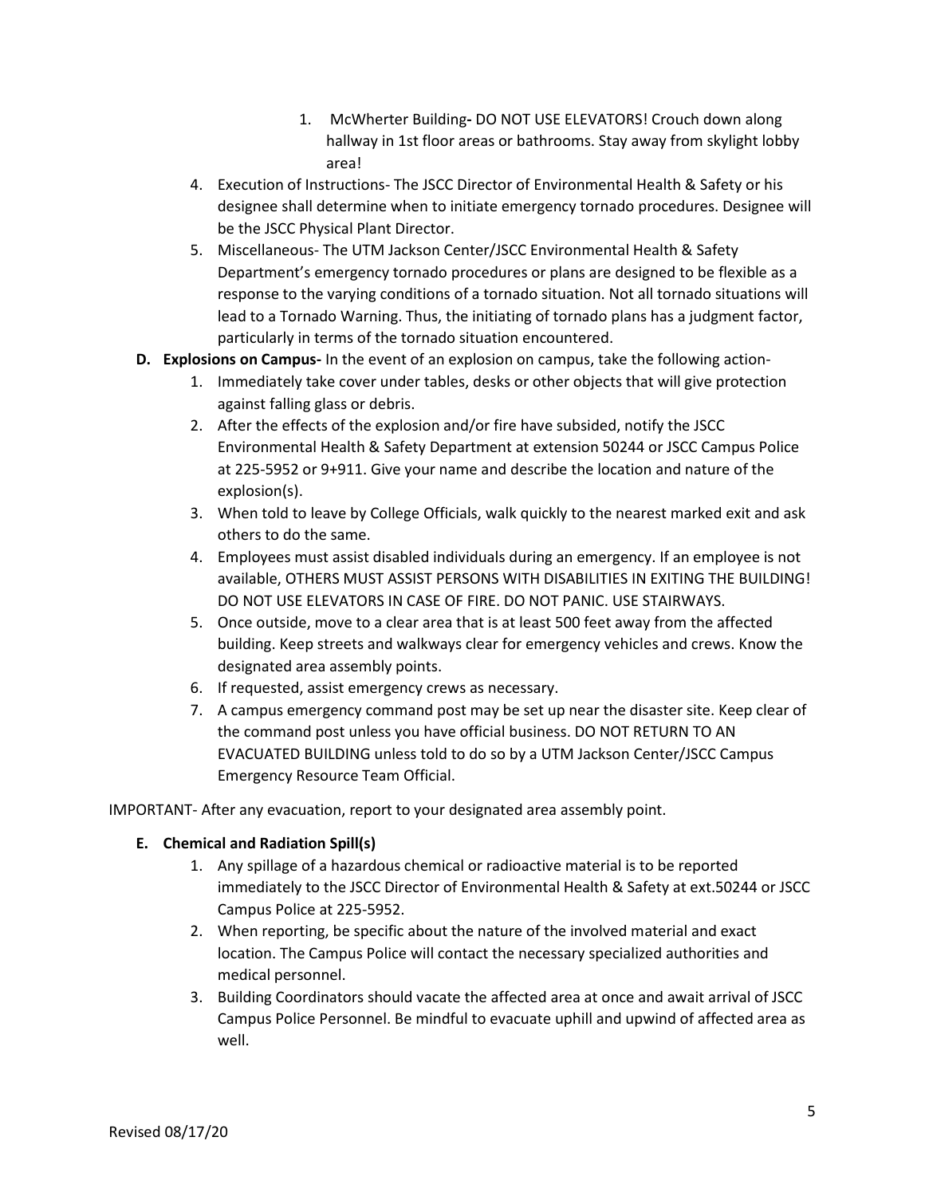1. **McWherter Building-** DO NOT USE ELEVATORS! Crouch down along hallway in 1st floor areas or bathrooms. Stay away from skylight lobby area!

4. Execution of Instructions- The JSCC Director of Environmental Health & Safety or his designee shall determine when to initiate emergency tornado procedures. Designee will be the JSCC Physical Plant Director.
5. Miscellaneous- The UTM Jackson Center/JSCC Environmental Health & Safety Department's emergency tornado procedures or plans are designed to be flexible as a response to the varying conditions of a tornado situation. Not all tornado situations will lead to a Tornado Warning. Thus, the initiating of tornado plans has a judgment factor, particularly in terms of the tornado situation encountered.

**D. Explosions on Campus-** In the event of an explosion on campus, take the following action-

1. Immediately take cover under tables, desks or other objects that will give protection against falling glass or debris.
2. After the effects of the explosion and/or fire have subsided, notify the JSCC Environmental Health & Safety Department at extension 50244 or JSCC Campus Police at 225-5952 or 9+911. Give your name and describe the location and nature of the explosion(s).
3. When told to leave by College Officials, walk quickly to the nearest marked exit and ask others to do the same.
4. Employees must assist disabled individuals during an emergency. If an employee is not available, OTHERS MUST ASSIST PERSONS WITH DISABILITIES IN EXITING THE BUILDING! DO NOT USE ELEVATORS IN CASE OF FIRE. DO NOT PANIC. USE STAIRWAYS.
5. Once outside, move to a clear area that is at least 500 feet away from the affected building. Keep streets and walkways clear for emergency vehicles and crews. Know the designated area assembly points.
6. If requested, assist emergency crews as necessary.
7. A campus emergency command post may be set up near the disaster site. Keep clear of the command post unless you have official business. DO NOT RETURN TO AN EVACUATED BUILDING unless told to do so by a UTM Jackson Center/JSCC Campus Emergency Resource Team Official.

IMPORTANT- After any evacuation, report to your designated area assembly point.

**E. Chemical and Radiation Spill(s)**

1. Any spillage of a hazardous chemical or radioactive material is to be reported immediately to the JSCC Director of Environmental Health & Safety at ext.50244 or JSCC Campus Police at 225-5952.
2. When reporting, be specific about the nature of the involved material and exact location. The Campus Police will contact the necessary specialized authorities and medical personnel.
3. Building Coordinators should vacate the affected area at once and await arrival of JSCC Campus Police Personnel. Be mindful to evacuate uphill and upwind of affected area as well.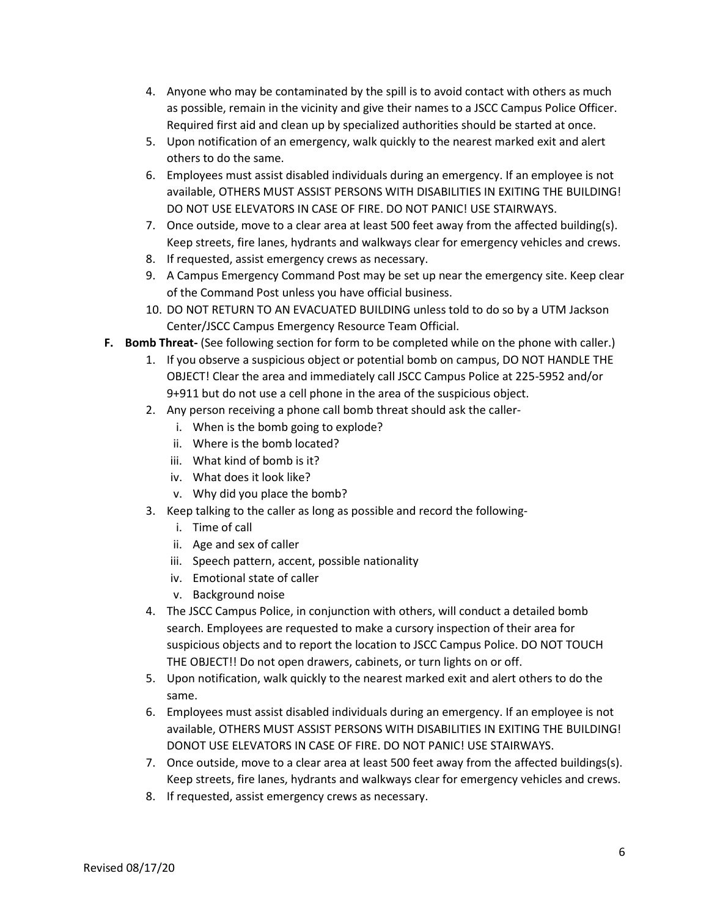4. Anyone who may be contaminated by the spill is to avoid contact with others as much as possible, remain in the vicinity and give their names to a JSCC Campus Police Officer. Required first aid and clean up by specialized authorities should be started at once.
5. Upon notification of an emergency, walk quickly to the nearest marked exit and alert others to do the same.
6. Employees must assist disabled individuals during an emergency. If an employee is not available, OTHERS MUST ASSIST PERSONS WITH DISABILITIES IN EXITING THE BUILDING! DO NOT USE ELEVATORS IN CASE OF FIRE. DO NOT PANIC! USE STAIRWAYS.
7. Once outside, move to a clear area at least 500 feet away from the affected building(s). Keep streets, fire lanes, hydrants and walkways clear for emergency vehicles and crews.
8. If requested, assist emergency crews as necessary.
9. A Campus Emergency Command Post may be set up near the emergency site. Keep clear of the Command Post unless you have official business.
10. DO NOT RETURN TO AN EVACUATED BUILDING unless told to do so by a UTM Jackson Center/JSCC Campus Emergency Resource Team Official.

**F. Bomb Threat-** (See following section for form to be completed while on the phone with caller.)

1. If you observe a suspicious object or potential bomb on campus, DO NOT HANDLE THE OBJECT! Clear the area and immediately call JSCC Campus Police at 225-5952 and/or 9+911 but do not use a cell phone in the area of the suspicious object.
2. Any person receiving a phone call bomb threat should ask the caller-
   i. When is the bomb going to explode?
   ii. Where is the bomb located?
   iii. What kind of bomb is it?
   iv. What does it look like?
   v. Why did you place the bomb?
3. Keep talking to the caller as long as possible and record the following-
   i. Time of call
   ii. Age and sex of caller
   iii. Speech pattern, accent, possible nationality
   iv. Emotional state of caller
   v. Background noise
4. The JSCC Campus Police, in conjunction with others, will conduct a detailed bomb search. Employees are requested to make a cursory inspection of their area for suspicious objects and to report the location to JSCC Campus Police. DO NOT TOUCH THE OBJECT!! Do not open drawers, cabinets, or turn lights on or off.
5. Upon notification, walk quickly to the nearest marked exit and alert others to do the same.
6. Employees must assist disabled individuals during an emergency. If an employee is not available, OTHERS MUST ASSIST PERSONS WITH DISABILITIES IN EXITING THE BUILDING! DONOT USE ELEVATORS IN CASE OF FIRE. DO NOT PANIC! USE STAIRWAYS.
7. Once outside, move to a clear area at least 500 feet away from the affected buildings(s). Keep streets, fire lanes, hydrants and walkways clear for emergency vehicles and crews.
8. If requested, assist emergency crews as necessary.

Revised 08/17/20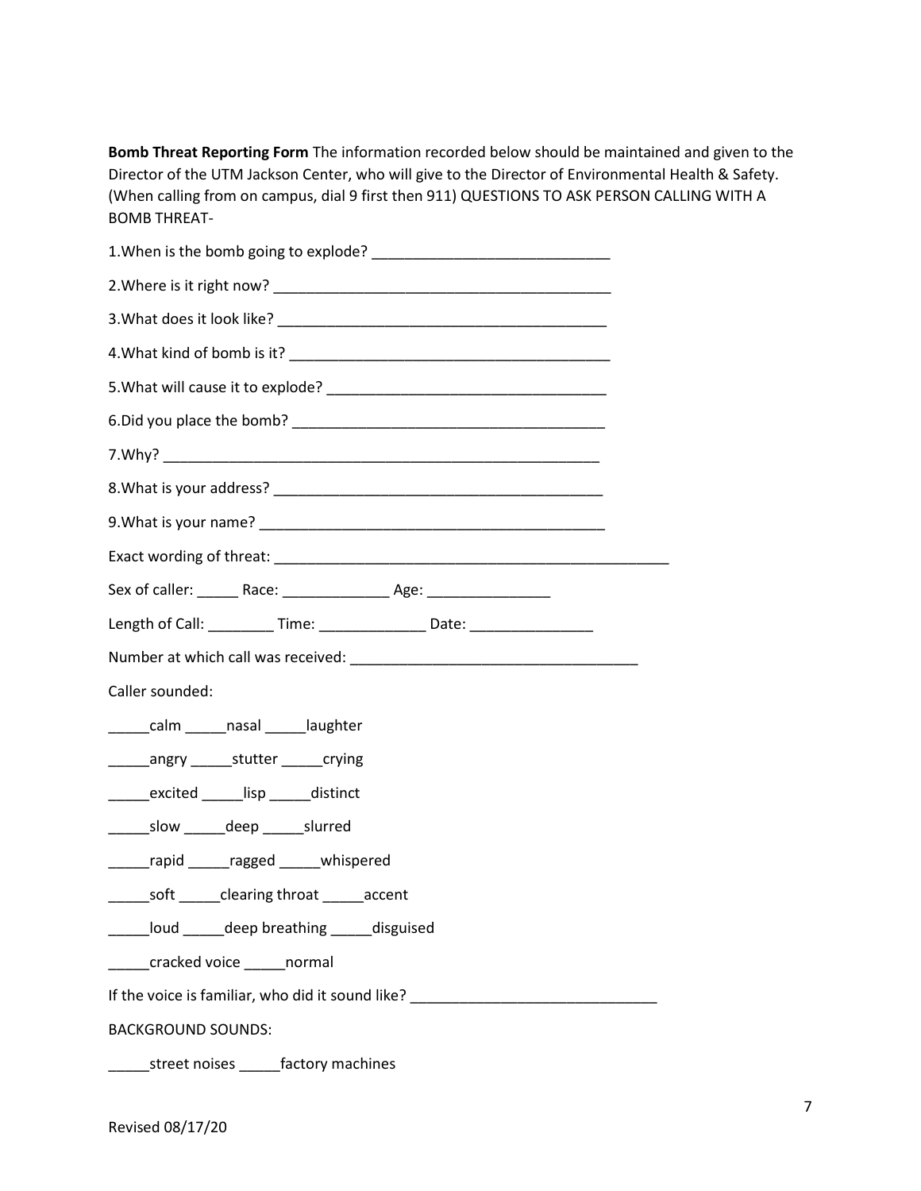**Bomb Threat Reporting Form** The information recorded below should be maintained and given to the Director of the UTM Jackson Center, who will give to the Director of Environmental Health & Safety. (When calling from on campus, dial 9 first then 911) QUESTIONS TO ASK PERSON CALLING WITH A BOMB THREAT-

1.When is the bomb going to explode? ______________________________

2.Where is it right now? __________________________________________

3.What does it look like? _________________________________________

4.What kind of bomb is it? ________________________________________

5.What will cause it to explode? ___________________________________

6.Did you place the bomb? ________________________________________

7.Why? ________________________________________________________

8.What is your address? __________________________________________

9.What is your name? ____________________________________________

Exact wording of threat: __________________________________________________

Sex of caller: _____ Race: _____________ Age: _______________

Length of Call: ________ Time: _____________ Date: _______________

Number at which call was received: ___________________________________

Caller sounded:

_____calm _____nasal _____laughter

_____angry _____stutter _____crying

_____excited _____lisp _____distinct

_____slow _____deep _____slurred

_____rapid _____ragged _____whispered

_____soft _____clearing throat _____accent

_____loud _____deep breathing _____disguised

_____cracked voice _____normal

If the voice is familiar, who did it sound like? ______________________________

BACKGROUND SOUNDS:

_____street noises _____factory machines

Revised 08/17/20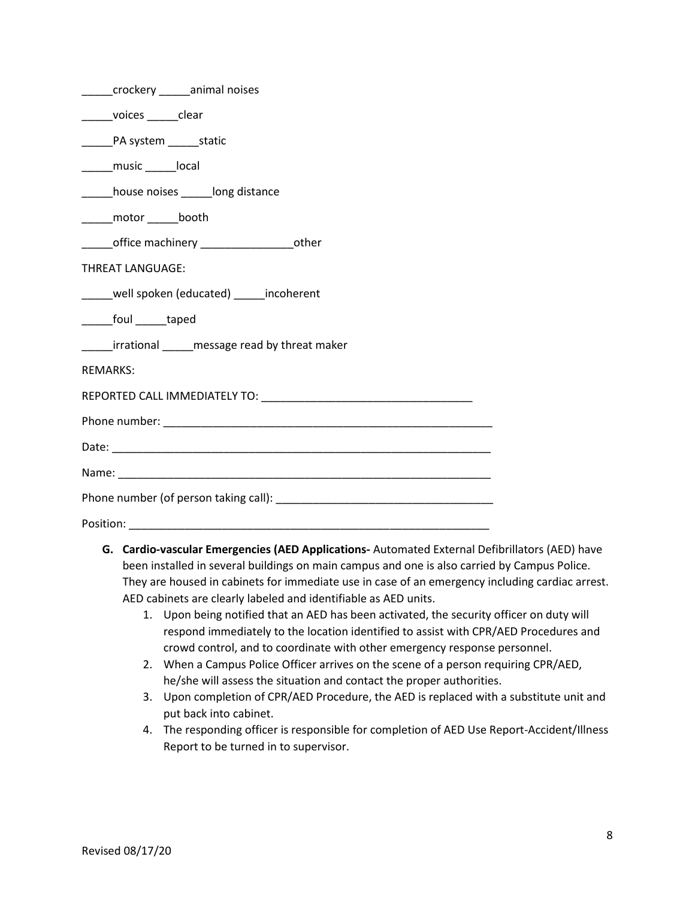_____crockery _____animal noises

_____voices _____clear

_____PA system _____static

_____music _____local

_____house noises _____long distance

_____motor _____booth

_____office machinery _______________other

THREAT LANGUAGE:

_____well spoken (educated) _____incoherent

_____foul _____taped

_____irrational _____message read by threat maker

REMARKS:

REPORTED CALL IMMEDIATELY TO: __________________________________

Phone number: ______________________________________________________

Date: ______________________________________________________________

Name: _____________________________________________________________

Phone number (of person taking call): ___________________________________

Position: ___________________________________________________________

**G. Cardio-vascular Emergencies (AED Applications-** Automated External Defibrillators (AED) have been installed in several buildings on main campus and one is also carried by Campus Police. They are housed in cabinets for immediate use in case of an emergency including cardiac arrest. AED cabinets are clearly labeled and identifiable as AED units.

1. Upon being notified that an AED has been activated, the security officer on duty will respond immediately to the location identified to assist with CPR/AED Procedures and crowd control, and to coordinate with other emergency response personnel.
2. When a Campus Police Officer arrives on the scene of a person requiring CPR/AED, he/she will assess the situation and contact the proper authorities.
3. Upon completion of CPR/AED Procedure, the AED is replaced with a substitute unit and put back into cabinet.
4. The responding officer is responsible for completion of AED Use Report-Accident/Illness Report to be turned in to supervisor.

Revised 08/17/20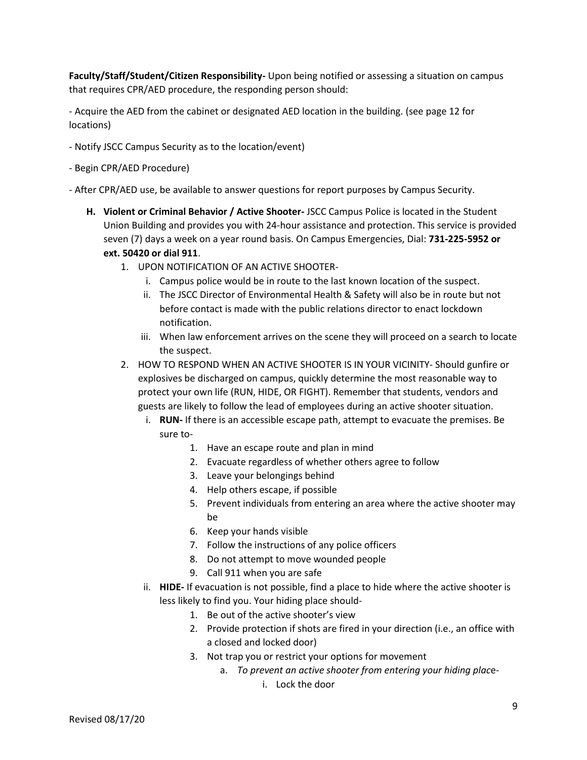**Faculty/Staff/Student/Citizen Responsibility-** Upon being notified or assessing a situation on campus that requires CPR/AED procedure, the responding person should:

- Acquire the AED from the cabinet or designated AED location in the building. (see page 12 for locations)

- Notify JSCC Campus Security as to the location/event)

- Begin CPR/AED Procedure)

- After CPR/AED use, be available to answer questions for report purposes by Campus Security.

**H. Violent or Criminal Behavior / Active Shooter-** JSCC Campus Police is located in the Student Union Building and provides you with 24-hour assistance and protection. This service is provided seven (7) days a week on a year round basis. On Campus Emergencies, Dial: **731-225-5952 or ext. 50420 or dial 911**.

1. UPON NOTIFICATION OF AN ACTIVE SHOOTER-
   - i. Campus police would be in route to the last known location of the suspect.
   - ii. The JSCC Director of Environmental Health & Safety will also be in route but not before contact is made with the public relations director to enact lockdown notification.
   - iii. When law enforcement arrives on the scene they will proceed on a search to locate the suspect.
2. HOW TO RESPOND WHEN AN ACTIVE SHOOTER IS IN YOUR VICINITY- Should gunfire or explosives be discharged on campus, quickly determine the most reasonable way to protect your own life (RUN, HIDE, OR FIGHT). Remember that students, vendors and guests are likely to follow the lead of employees during an active shooter situation.
   - i. **RUN-** If there is an accessible escape path, attempt to evacuate the premises. Be sure to-
     1. Have an escape route and plan in mind
     2. Evacuate regardless of whether others agree to follow
     3. Leave your belongings behind
     4. Help others escape, if possible
     5. Prevent individuals from entering an area where the active shooter may be
     6. Keep your hands visible
     7. Follow the instructions of any police officers
     8. Do not attempt to move wounded people
     9. Call 911 when you are safe
   - ii. **HIDE-** If evacuation is not possible, find a place to hide where the active shooter is less likely to find you. Your hiding place should-
     1. Be out of the active shooter's view
     2. Provide protection if shots are fired in your direction (i.e., an office with a closed and locked door)
     3. Not trap you or restrict your options for movement
        - a. *To prevent an active shooter from entering your hiding place-*
          - i. Lock the door

Revised 08/17/20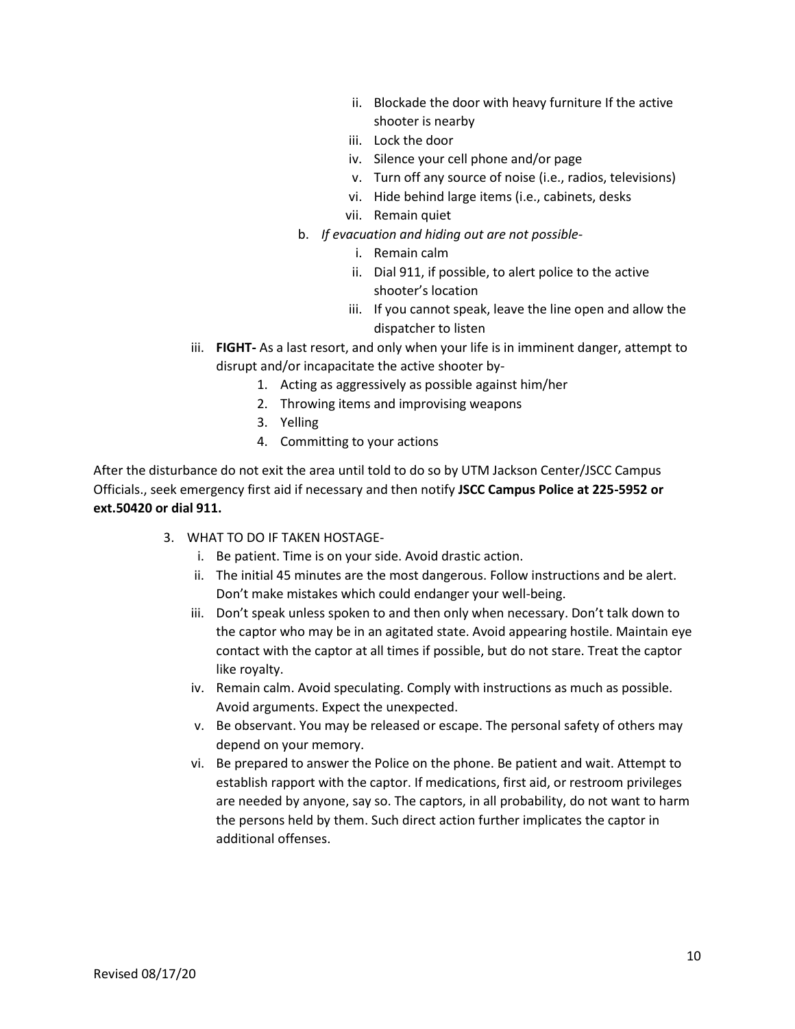ii. Blockade the door with heavy furniture If the active shooter is nearby
   iii. Lock the door
   iv. Silence your cell phone and/or page
   v. Turn off any source of noise (i.e., radios, televisions)
   vi. Hide behind large items (i.e., cabinets, desks
   vii. Remain quiet

  b. *If evacuation and hiding out are not possible-*
   i. Remain calm
   ii. Dial 911, if possible, to alert police to the active shooter's location
   iii. If you cannot speak, leave the line open and allow the dispatcher to listen

iii. **FIGHT-** As a last resort, and only when your life is in imminent danger, attempt to disrupt and/or incapacitate the active shooter by-

1. Acting as aggressively as possible against him/her
2. Throwing items and improvising weapons
3. Yelling
4. Committing to your actions

After the disturbance do not exit the area until told to do so by UTM Jackson Center/JSCC Campus Officials., seek emergency first aid if necessary and then notify **JSCC Campus Police at 225-5952 or ext.50420 or dial 911.**

3. WHAT TO DO IF TAKEN HOSTAGE-
   i. Be patient. Time is on your side. Avoid drastic action.
   ii. The initial 45 minutes are the most dangerous. Follow instructions and be alert. Don't make mistakes which could endanger your well-being.
   iii. Don't speak unless spoken to and then only when necessary. Don't talk down to the captor who may be in an agitated state. Avoid appearing hostile. Maintain eye contact with the captor at all times if possible, but do not stare. Treat the captor like royalty.
   iv. Remain calm. Avoid speculating. Comply with instructions as much as possible. Avoid arguments. Expect the unexpected.
   v. Be observant. You may be released or escape. The personal safety of others may depend on your memory.
   vi. Be prepared to answer the Police on the phone. Be patient and wait. Attempt to establish rapport with the captor. If medications, first aid, or restroom privileges are needed by anyone, say so. The captors, in all probability, do not want to harm the persons held by them. Such direct action further implicates the captor in additional offenses.

Revised 08/17/20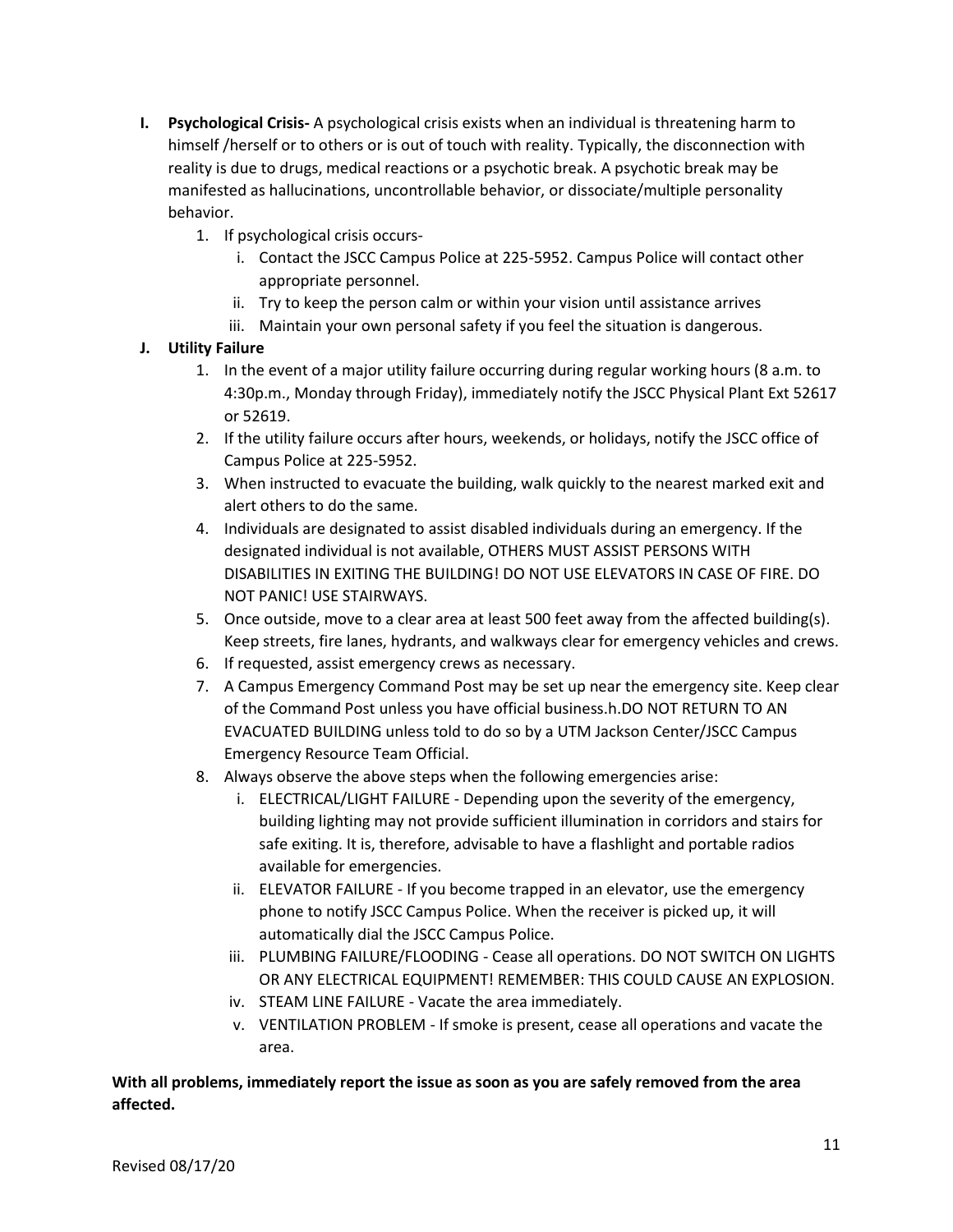- **I. Psychological Crisis-** A psychological crisis exists when an individual is threatening harm to himself /herself or to others or is out of touch with reality. Typically, the disconnection with reality is due to drugs, medical reactions or a psychotic break. A psychotic break may be manifested as hallucinations, uncontrollable behavior, or dissociate/multiple personality behavior.
  1. If psychological crisis occurs-
     - i. Contact the JSCC Campus Police at 225-5952. Campus Police will contact other appropriate personnel.
     - ii. Try to keep the person calm or within your vision until assistance arrives
     - iii. Maintain your own personal safety if you feel the situation is dangerous.
- **J. Utility Failure**
  1. In the event of a major utility failure occurring during regular working hours (8 a.m. to 4:30p.m., Monday through Friday), immediately notify the JSCC Physical Plant Ext 52617 or 52619.
  2. If the utility failure occurs after hours, weekends, or holidays, notify the JSCC office of Campus Police at 225-5952.
  3. When instructed to evacuate the building, walk quickly to the nearest marked exit and alert others to do the same.
  4. Individuals are designated to assist disabled individuals during an emergency. If the designated individual is not available, OTHERS MUST ASSIST PERSONS WITH DISABILITIES IN EXITING THE BUILDING! DO NOT USE ELEVATORS IN CASE OF FIRE. DO NOT PANIC! USE STAIRWAYS.
  5. Once outside, move to a clear area at least 500 feet away from the affected building(s). Keep streets, fire lanes, hydrants, and walkways clear for emergency vehicles and crews.
  6. If requested, assist emergency crews as necessary.
  7. A Campus Emergency Command Post may be set up near the emergency site. Keep clear of the Command Post unless you have official business.h.DO NOT RETURN TO AN EVACUATED BUILDING unless told to do so by a UTM Jackson Center/JSCC Campus Emergency Resource Team Official.
  8. Always observe the above steps when the following emergencies arise:
     - i. ELECTRICAL/LIGHT FAILURE - Depending upon the severity of the emergency, building lighting may not provide sufficient illumination in corridors and stairs for safe exiting. It is, therefore, advisable to have a flashlight and portable radios available for emergencies.
     - ii. ELEVATOR FAILURE - If you become trapped in an elevator, use the emergency phone to notify JSCC Campus Police. When the receiver is picked up, it will automatically dial the JSCC Campus Police.
     - iii. PLUMBING FAILURE/FLOODING - Cease all operations. DO NOT SWITCH ON LIGHTS OR ANY ELECTRICAL EQUIPMENT! REMEMBER: THIS COULD CAUSE AN EXPLOSION.
     - iv. STEAM LINE FAILURE - Vacate the area immediately.
     - v. VENTILATION PROBLEM - If smoke is present, cease all operations and vacate the area.

**With all problems, immediately report the issue as soon as you are safely removed from the area affected.**

Revised 08/17/20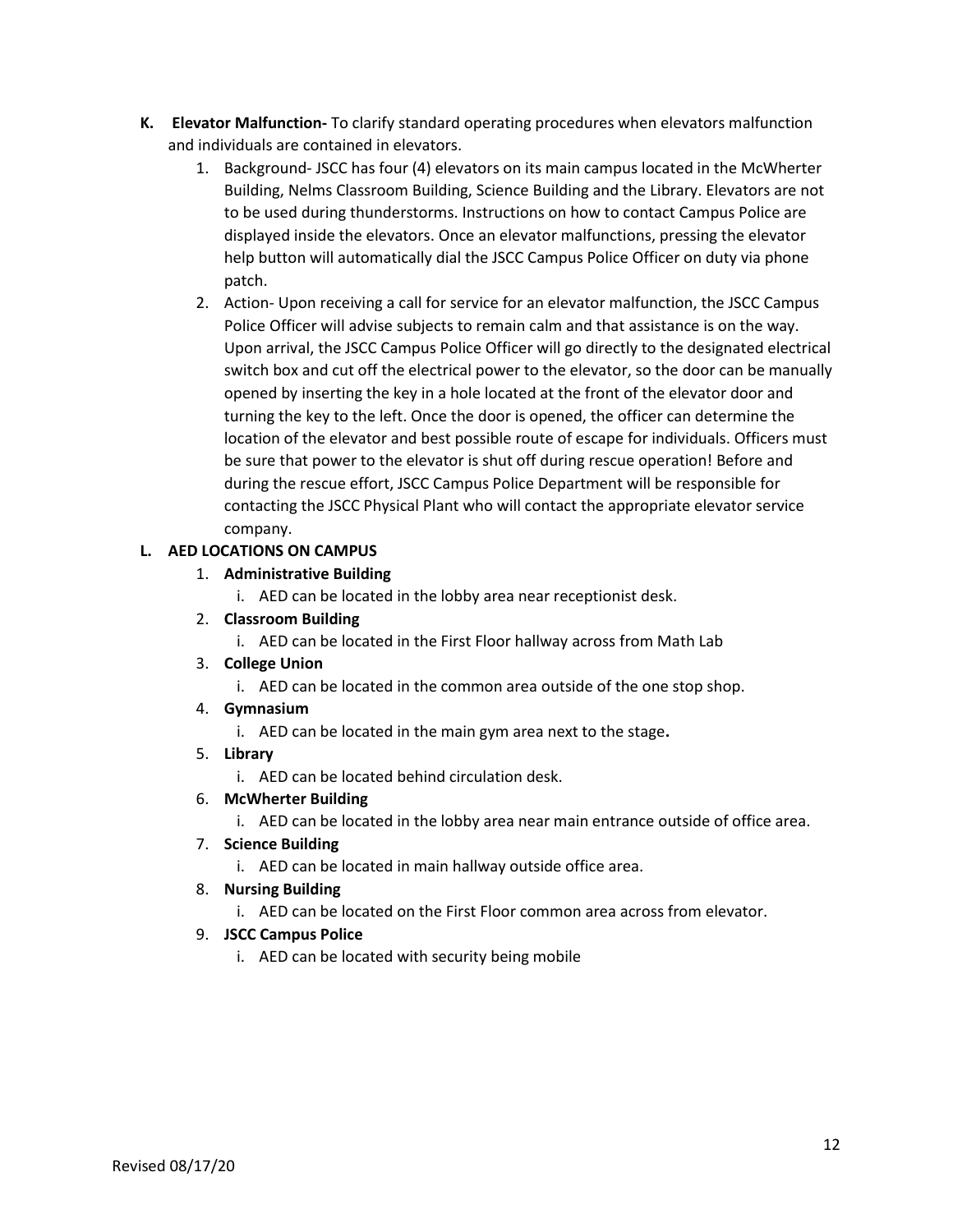**K. Elevator Malfunction-** To clarify standard operating procedures when elevators malfunction and individuals are contained in elevators.

1. Background- JSCC has four (4) elevators on its main campus located in the McWherter Building, Nelms Classroom Building, Science Building and the Library. Elevators are not to be used during thunderstorms. Instructions on how to contact Campus Police are displayed inside the elevators. Once an elevator malfunctions, pressing the elevator help button will automatically dial the JSCC Campus Police Officer on duty via phone patch.
2. Action- Upon receiving a call for service for an elevator malfunction, the JSCC Campus Police Officer will advise subjects to remain calm and that assistance is on the way. Upon arrival, the JSCC Campus Police Officer will go directly to the designated electrical switch box and cut off the electrical power to the elevator, so the door can be manually opened by inserting the key in a hole located at the front of the elevator door and turning the key to the left. Once the door is opened, the officer can determine the location of the elevator and best possible route of escape for individuals. Officers must be sure that power to the elevator is shut off during rescue operation! Before and during the rescue effort, JSCC Campus Police Department will be responsible for contacting the JSCC Physical Plant who will contact the appropriate elevator service company.

**L. AED LOCATIONS ON CAMPUS**

1. **Administrative Building**
   i. AED can be located in the lobby area near receptionist desk.
2. **Classroom Building**
   i. AED can be located in the First Floor hallway across from Math Lab
3. **College Union**
   i. AED can be located in the common area outside of the one stop shop.
4. **Gymnasium**
   i. AED can be located in the main gym area next to the stage**.**
5. **Library**
   i. AED can be located behind circulation desk.
6. **McWherter Building**
   i. AED can be located in the lobby area near main entrance outside of office area.
7. **Science Building**
   i. AED can be located in main hallway outside office area.
8. **Nursing Building**
   i. AED can be located on the First Floor common area across from elevator.
9. **JSCC Campus Police**
   i. AED can be located with security being mobile

Revised 08/17/20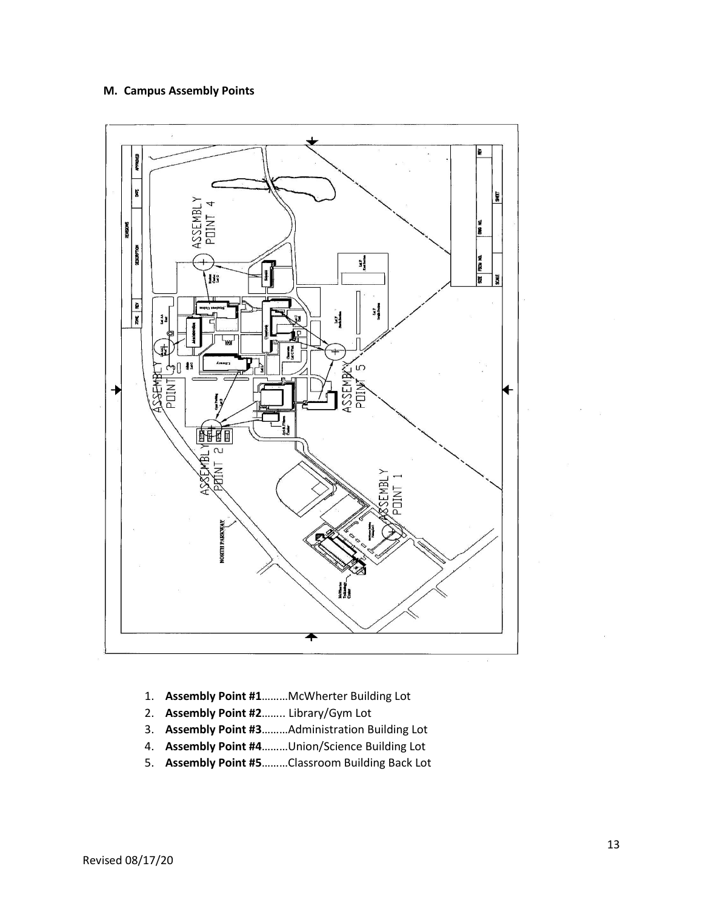**M. Campus Assembly Points**

ASSEMBLY POINT 4

ASSEMBLY POINT 3

ASSEMBLY POINT 5

ASSEMBLY POINT 2

ASSEMBLY POINT 1

NORTH PARKWAY

1. **Assembly Point #1**………McWherter Building Lot
2. **Assembly Point #2**…….. Library/Gym Lot
3. **Assembly Point #3**………Administration Building Lot
4. **Assembly Point #4**………Union/Science Building Lot
5. **Assembly Point #5**………Classroom Building Back Lot

Revised 08/17/20